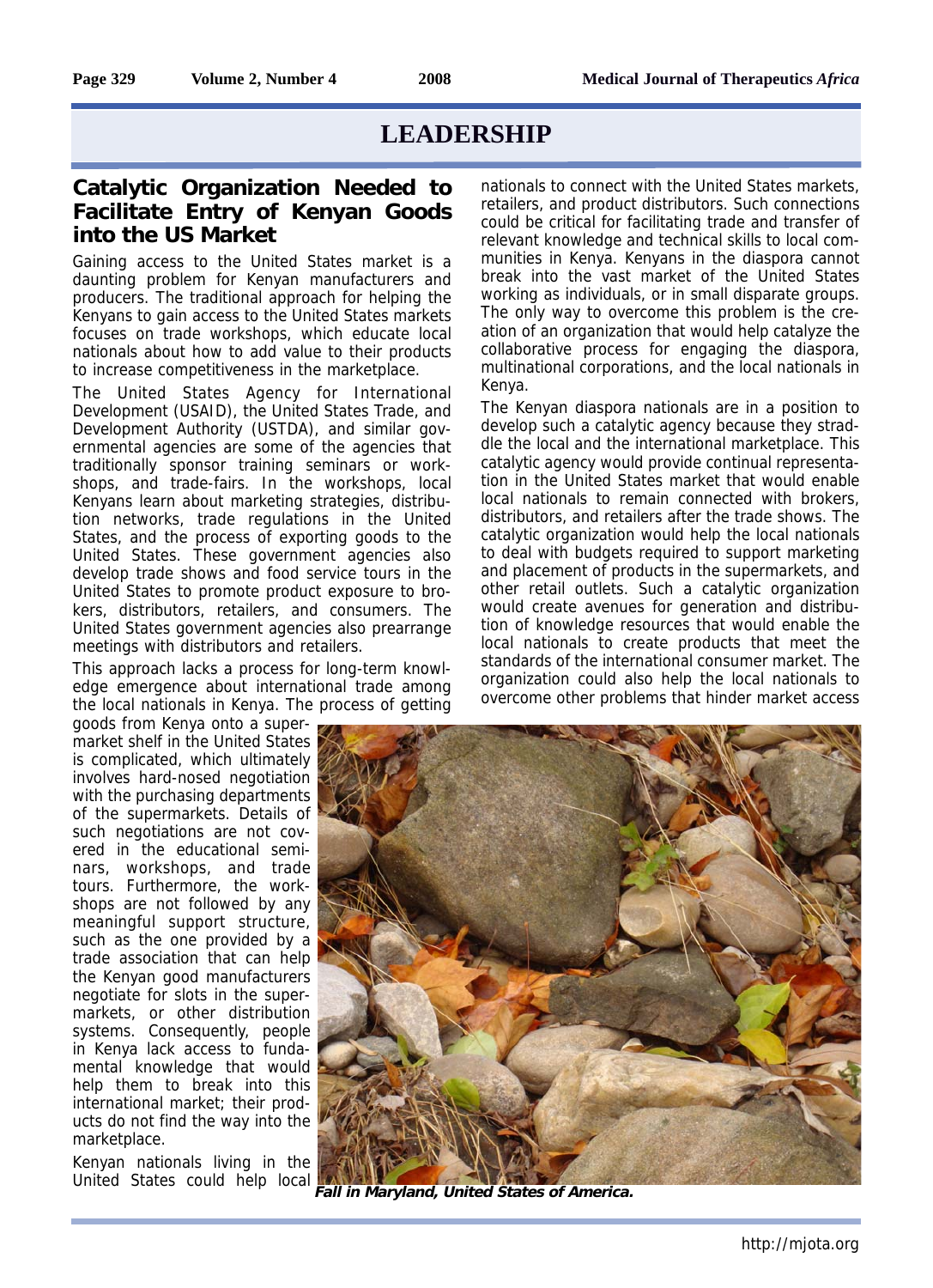# LEADERSHIP

## Catalytic Organization Needed to Facilitate Entry of Kenyan Goods into the US Market

Gaining access to the United States market is a daunting problem for Kenyan manufacturers and producers. The traditional approach for helping the Kenyans to gain access to the United States markets focuses on trade workshops, which educate local nationals about how to add value to their products to increase competitiveness in the marketplace.

The United States Agency for International Development (USAID), the United States Trade, and Development Authority (USTDA), and similar governmental agencies are some of the agencies that traditionally sponsor training seminars or workshops, and trade-fairs. In the workshops, local Kenyans learn about marketing strategies, distribution networks, trade regulations in the United States, and the process of exporting goods to the United States. These government agencies also develop trade shows and food service tours in the United States to promote product exposure to brokers, distributors, retailers, and consumers. The United States government agencies also prearrange meetings with distributors and retailers.

This approach lacks a process for long-term knowledge emergence about international trade among the local nationals in Kenya. The process of getting goods from Kenya onto a supermarket shelf in the United States is complicated, which ultimately involves hard-nosed negotiation with the purchasing departments of the supermarkets. Details of such negotiations are not covered in the educational seminars, workshops, and trade tours. Furthermore, the workshops are not followed by any meaningful support structure, such as the one provided by a trade association that can help the Kenyan good manufacturers negotiate for slots in the supermarkets, or other distribution systems. Consequently, people in Kenya lack access to fundamental knowledge that would help them to break into this international market; their products do not find the way into the marketplace.

Kenyan nationals living in the United States could help local nationals to connect with the United States markets, retailers, and product distributors. Such connections could be critical for facilitating trade and transfer of relevant knowledge and technical skills to local communities in Kenya. Kenyans in the diaspora cannot break into the vast market of the United States working as individuals, or in small disparate groups. The only way to overcome this problem is the creation of an organization that would help catalyze the collaborative process for engaging the diaspora, multinational corporations, and the local nationals in Kenya.

The Kenyan diaspora nationals are in a position to develop such a catalytic agency because they straddle the local and the international marketplace. This catalytic agency would provide continual representation in the United States market that would enable local nationals to remain connected with brokers, distributors, and retailers after the trade shows. The catalytic organization would help the local nationals to deal with budgets required to support marketing and placement of products in the supermarkets, and other retail outlets. Such a catalytic organization would create avenues for generation and distribution of knowledge resources that would enable the local nationals to create products that meet the standards of the international consumer market. The organization could also help the local nationals to overcome other problems that hinder market access

***Fall in Maryland, United States of America.***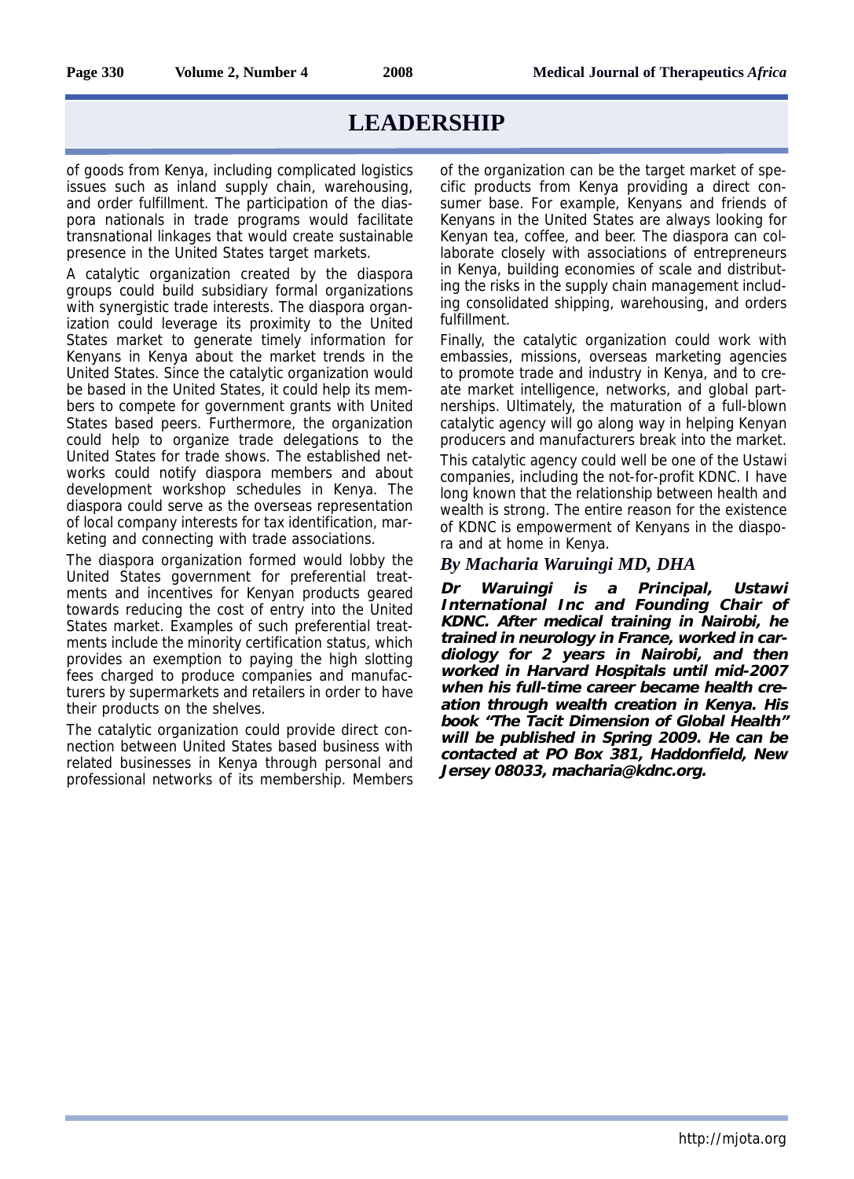## LEADERSHIP

of goods from Kenya, including complicated logistics issues such as inland supply chain, warehousing, and order fulfillment. The participation of the diaspora nationals in trade programs would facilitate transnational linkages that would create sustainable presence in the United States target markets.

A catalytic organization created by the diaspora groups could build subsidiary formal organizations with synergistic trade interests. The diaspora organization could leverage its proximity to the United States market to generate timely information for Kenyans in Kenya about the market trends in the United States. Since the catalytic organization would be based in the United States, it could help its members to compete for government grants with United States based peers. Furthermore, the organization could help to organize trade delegations to the United States for trade shows. The established networks could notify diaspora members and about development workshop schedules in Kenya. The diaspora could serve as the overseas representation of local company interests for tax identification, marketing and connecting with trade associations.

The diaspora organization formed would lobby the United States government for preferential treatments and incentives for Kenyan products geared towards reducing the cost of entry into the United States market. Examples of such preferential treatments include the minority certification status, which provides an exemption to paying the high slotting fees charged to produce companies and manufacturers by supermarkets and retailers in order to have their products on the shelves.

The catalytic organization could provide direct connection between United States based business with related businesses in Kenya through personal and professional networks of its membership. Members of the organization can be the target market of specific products from Kenya providing a direct consumer base. For example, Kenyans and friends of Kenyans in the United States are always looking for Kenyan tea, coffee, and beer. The diaspora can collaborate closely with associations of entrepreneurs in Kenya, building economies of scale and distributing the risks in the supply chain management including consolidated shipping, warehousing, and orders fulfillment.

Finally, the catalytic organization could work with embassies, missions, overseas marketing agencies to promote trade and industry in Kenya, and to create market intelligence, networks, and global partnerships. Ultimately, the maturation of a full-blown catalytic agency will go along way in helping Kenyan producers and manufacturers break into the market.

This catalytic agency could well be one of the Ustawi companies, including the not-for-profit KDNC. I have long known that the relationship between health and wealth is strong. The entire reason for the existence of KDNC is empowerment of Kenyans in the diaspora and at home in Kenya.

***By Macharia Waruingi MD, DHA***

***Dr Waruingi is a Principal, Ustawi International Inc and Founding Chair of KDNC. After medical training in Nairobi, he trained in neurology in France, worked in cardiology for 2 years in Nairobi, and then worked in Harvard Hospitals until mid-2007 when his full-time career became health creation through wealth creation in Kenya. His book "The Tacit Dimension of Global Health" will be published in Spring 2009. He can be contacted at PO Box 381, Haddonfield, New Jersey 08033, macharia@kdnc.org.***